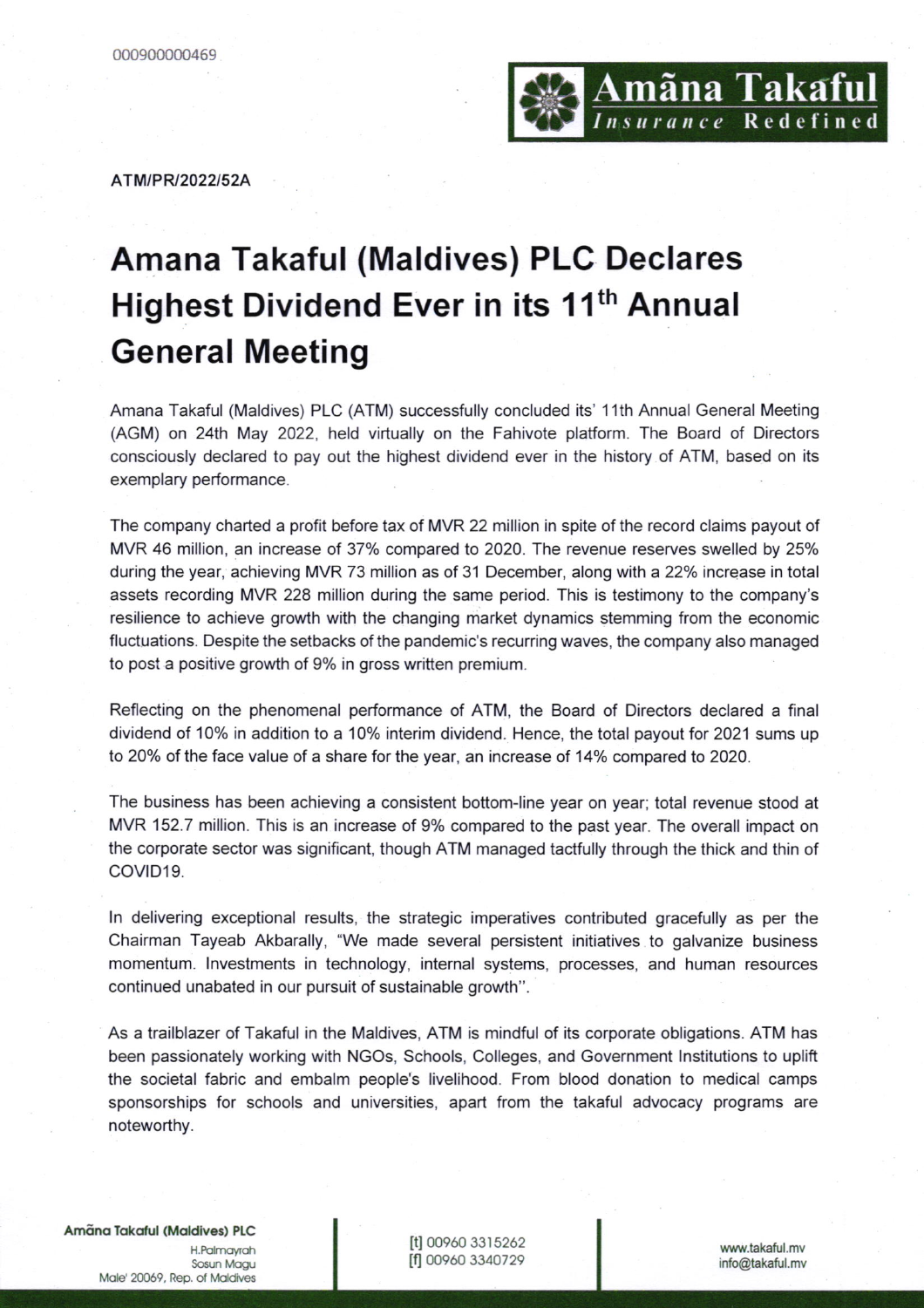000900000469

ATM/PR/2022/52A

# Amana Takaful (Maldives) PLC Declares Highest Dividend Ever in its 11th Annual General Meeting

Amana Takaful (Maldives) PLC (ATM) successfully concluded its' 11th Annual General Meeting (AGM) on 24th May 2022, held virtually on the Fahivote platform. The Board of Directors consciously declared to pay out the highest dividend ever in the history of ATM, based on its exemplary performance.

The company charted a profit before tax of MVR 22 million in spite of the record claims payout of MVR 46 million, an increase of 37% compared to 2020. The revenue reserves swelled by 25% during the year, achieving MVR 73 million as of 31 December, along with a 22% increase in total assets recording MVR 228 million during the same period. This is testimony to the company's resilience to achieve growth with the changing market dynamics stemming from the economic fluctuations. Despite the setbacks of the pandemic's recurring waves, the company also managed to post a positive growth of 9% in gross written premium.

Reflecting on the phenomenal performance of ATM, the Board of Directors declared a final dividend of 10% in addition to a 10% interim dividend. Hence, the total payout for 2021 sums up to 20% of the face value of a share for the year, an increase of 14% compared to 2020.

The business has been achieving a consistent bottom-line year on year; total revenue stood at MVR 152.7 million. This is an increase of 9% compared to the past year. The overall impact on the corporate sector was significant, though ATM managed tactfully through the thick and thin of COVID19.

In delivering exceptional results, the strategic imperatives contributed gracefully as per the Chairman Tayeab Akbarally, "We made several persistent initiatives to galvanize business momentum. Investments in technology, internal systems, processes, and human resources continued unabated in our pursuit of sustainable growth".

As a trailblazer of Takaful in the Maldives, ATM is mindful of its corporate obligations. ATM has been passionately working with NGOs, Schools, Colleges, and Government Institutions to uplift the societal fabric and embalm people's livelihood. From blood donation to medical camps sponsorships for schools and universities, apart from the takaful advocacy programs are noteworthy.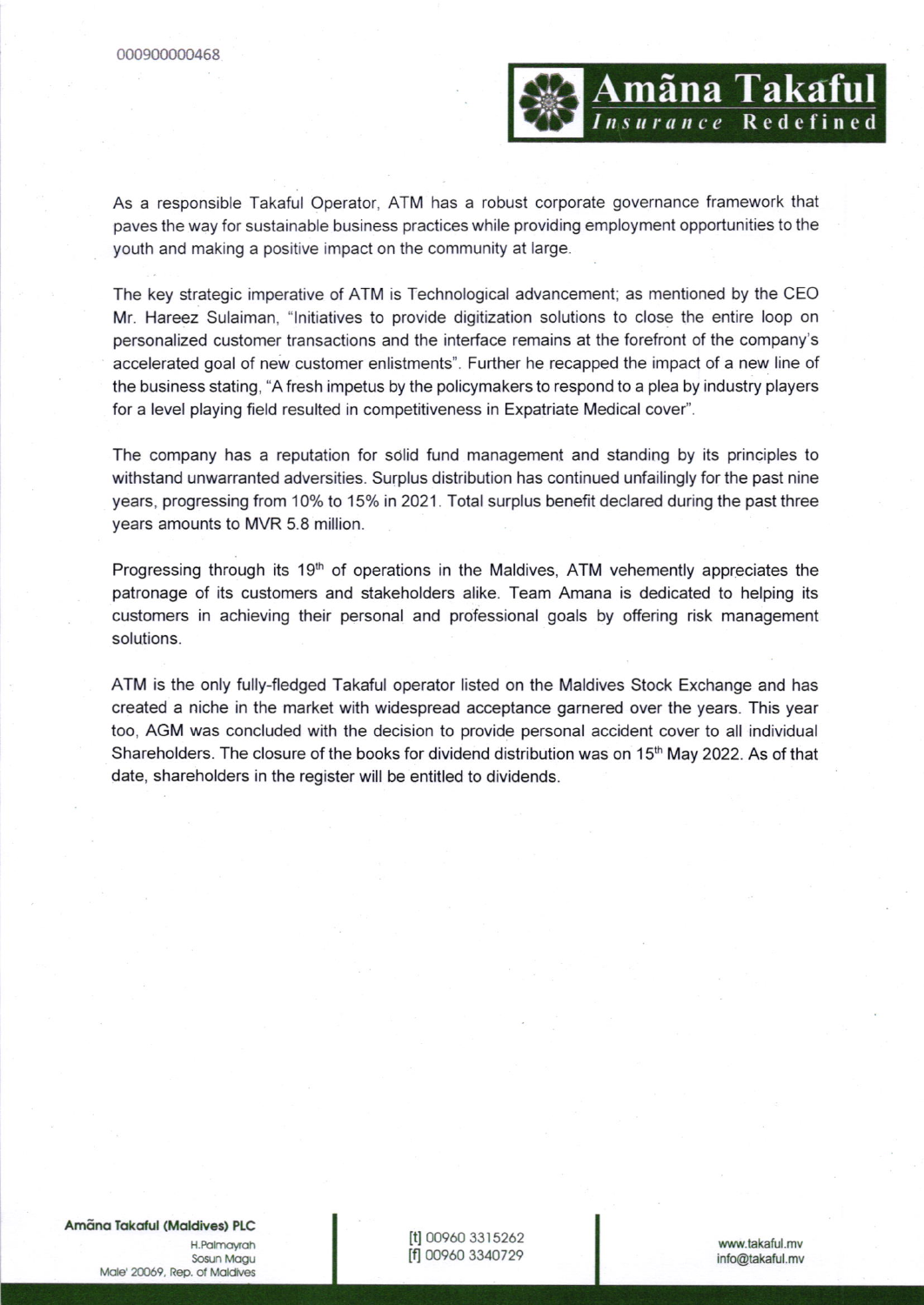As a responsible Takaful Operator, ATM has a robust corporate governance framework that paves the way for sustainable business practices while providing employment opportunities to the youth and making a positive impact on the community at large.

The key strategic imperative of ATM is Technological advancement; as mentioned by the CEO Mr. Hareez Sulaiman, "Initiatives to provide digitization solutions to close the entire loop on personalized customer transactions and the interface remains at the forefront of the company's accelerated goal of new customer enlistments". Further he recapped the impact of a new line of the business stating, "A fresh impetus by the policymakers to respond to a plea by industry players for a level playing field resulted in competitiveness in Expatriate Medical cover".

The company has a reputation for solid fund management and standing by its principles to withstand unwarranted adversities. Surplus distribution has continued unfailingly for the past nine years, progressing from 10% to 15% in 2021. Total surplus benefit declared during the past three years amounts to MVR 5.8 million.

Progressing through its 19th of operations in the Maldives, ATM vehemently appreciates the patronage of its customers and stakeholders alike. Team Amana is dedicated to helping its customers in achieving their personal and professional goals by offering risk management solutions.

ATM is the only fully-fledged Takaful operator listed on the Maldives Stock Exchange and has created a niche in the market with widespread acceptance garnered over the years. This year too, AGM was concluded with the decision to provide personal accident cover to all individual Shareholders. The closure of the books for dividend distribution was on 15th May 2022. As of that date, shareholders in the register will be entitled to dividends.